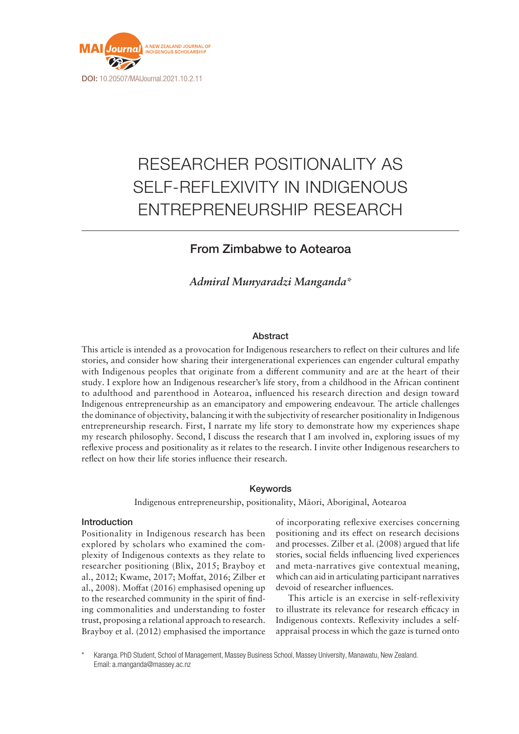DOI: 10.20507/MAIJournal.2021.10.2.11

# RESEARCHER POSITIONALITY AS SELF-REFLEXIVITY IN INDIGENOUS ENTREPRENEURSHIP RESEARCH

## From Zimbabwe to Aotearoa

*Admiral Munyaradzi Manganda**

### Abstract

This article is intended as a provocation for Indigenous researchers to reflect on their cultures and life stories, and consider how sharing their intergenerational experiences can engender cultural empathy with Indigenous peoples that originate from a different community and are at the heart of their study. I explore how an Indigenous researcher's life story, from a childhood in the African continent to adulthood and parenthood in Aotearoa, influenced his research direction and design toward Indigenous entrepreneurship as an emancipatory and empowering endeavour. The article challenges the dominance of objectivity, balancing it with the subjectivity of researcher positionality in Indigenous entrepreneurship research. First, I narrate my life story to demonstrate how my experiences shape my research philosophy. Second, I discuss the research that I am involved in, exploring issues of my reflexive process and positionality as it relates to the research. I invite other Indigenous researchers to reflect on how their life stories influence their research.

### Keywords

Indigenous entrepreneurship, positionality, Māori, Aboriginal, Aotearoa

### Introduction

Positionality in Indigenous research has been explored by scholars who examined the complexity of Indigenous contexts as they relate to researcher positioning (Blix, 2015; Brayboy et al., 2012; Kwame, 2017; Moffat, 2016; Zilber et al., 2008). Moffat (2016) emphasised opening up to the researched community in the spirit of finding commonalities and understanding to foster trust, proposing a relational approach to research. Brayboy et al. (2012) emphasised the importance of incorporating reflexive exercises concerning positioning and its effect on research decisions and processes. Zilber et al. (2008) argued that life stories, social fields influencing lived experiences and meta-narratives give contextual meaning, which can aid in articulating participant narratives devoid of researcher influences.

This article is an exercise in self-reflexivity to illustrate its relevance for research efficacy in Indigenous contexts. Reflexivity includes a self-appraisal process in which the gaze is turned onto

\* Karanga. PhD Student, School of Management, Massey Business School, Massey University, Manawatu, New Zealand. Email: a.manganda@massey.ac.nz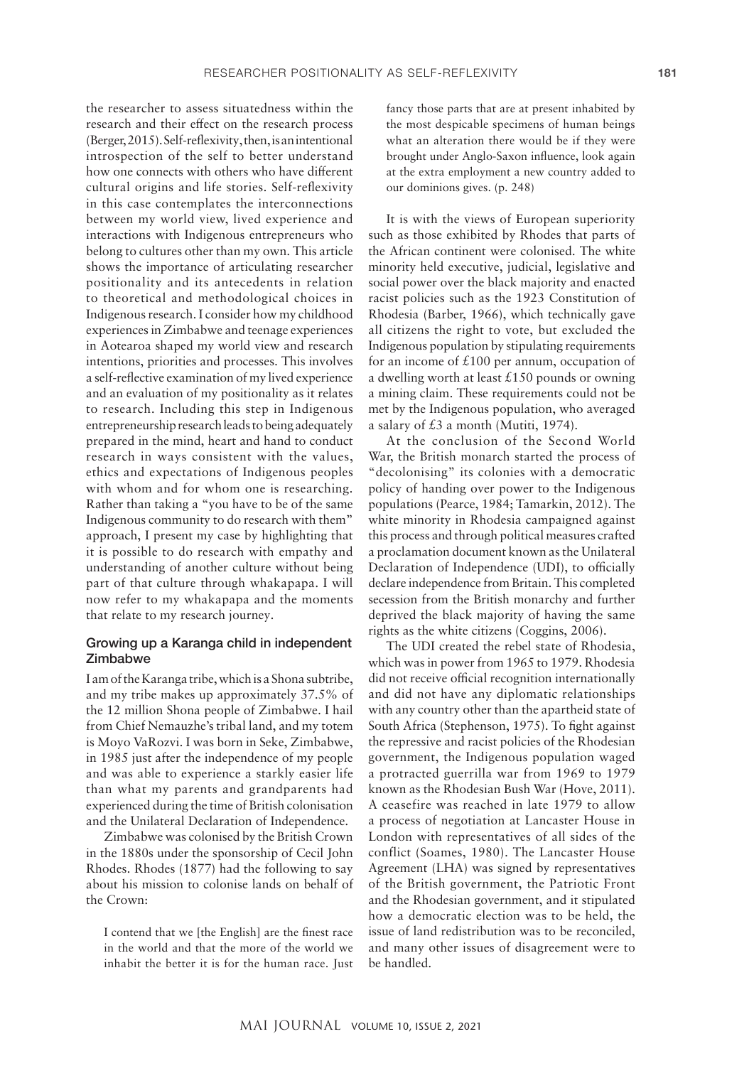the researcher to assess situatedness within the research and their effect on the research process (Berger, 2015). Self-reflexivity, then, is an intentional introspection of the self to better understand how one connects with others who have different cultural origins and life stories. Self-reflexivity in this case contemplates the interconnections between my world view, lived experience and interactions with Indigenous entrepreneurs who belong to cultures other than my own. This article shows the importance of articulating researcher positionality and its antecedents in relation to theoretical and methodological choices in Indigenous research. I consider how my childhood experiences in Zimbabwe and teenage experiences in Aotearoa shaped my world view and research intentions, priorities and processes. This involves a self-reflective examination of my lived experience and an evaluation of my positionality as it relates to research. Including this step in Indigenous entrepreneurship research leads to being adequately prepared in the mind, heart and hand to conduct research in ways consistent with the values, ethics and expectations of Indigenous peoples with whom and for whom one is researching. Rather than taking a "you have to be of the same Indigenous community to do research with them" approach, I present my case by highlighting that it is possible to do research with empathy and understanding of another culture without being part of that culture through whakapapa. I will now refer to my whakapapa and the moments that relate to my research journey.

### Growing up a Karanga child in independent Zimbabwe

I am of the Karanga tribe, which is a Shona subtribe, and my tribe makes up approximately 37.5% of the 12 million Shona people of Zimbabwe. I hail from Chief Nemauzhe's tribal land, and my totem is Moyo VaRozvi. I was born in Seke, Zimbabwe, in 1985 just after the independence of my people and was able to experience a starkly easier life than what my parents and grandparents had experienced during the time of British colonisation and the Unilateral Declaration of Independence.

Zimbabwe was colonised by the British Crown in the 1880s under the sponsorship of Cecil John Rhodes. Rhodes (1877) had the following to say about his mission to colonise lands on behalf of the Crown:

> I contend that we [the English] are the finest race in the world and that the more of the world we inhabit the better it is for the human race. Just fancy those parts that are at present inhabited by the most despicable specimens of human beings what an alteration there would be if they were brought under Anglo-Saxon influence, look again at the extra employment a new country added to our dominions gives. (p. 248)

It is with the views of European superiority such as those exhibited by Rhodes that parts of the African continent were colonised. The white minority held executive, judicial, legislative and social power over the black majority and enacted racist policies such as the 1923 Constitution of Rhodesia (Barber, 1966), which technically gave all citizens the right to vote, but excluded the Indigenous population by stipulating requirements for an income of £100 per annum, occupation of a dwelling worth at least £150 pounds or owning a mining claim. These requirements could not be met by the Indigenous population, who averaged a salary of £3 a month (Mutiti, 1974).

At the conclusion of the Second World War, the British monarch started the process of "decolonising" its colonies with a democratic policy of handing over power to the Indigenous populations (Pearce, 1984; Tamarkin, 2012). The white minority in Rhodesia campaigned against this process and through political measures crafted a proclamation document known as the Unilateral Declaration of Independence (UDI), to officially declare independence from Britain. This completed secession from the British monarchy and further deprived the black majority of having the same rights as the white citizens (Coggins, 2006).

The UDI created the rebel state of Rhodesia, which was in power from 1965 to 1979. Rhodesia did not receive official recognition internationally and did not have any diplomatic relationships with any country other than the apartheid state of South Africa (Stephenson, 1975). To fight against the repressive and racist policies of the Rhodesian government, the Indigenous population waged a protracted guerrilla war from 1969 to 1979 known as the Rhodesian Bush War (Hove, 2011). A ceasefire was reached in late 1979 to allow a process of negotiation at Lancaster House in London with representatives of all sides of the conflict (Soames, 1980). The Lancaster House Agreement (LHA) was signed by representatives of the British government, the Patriotic Front and the Rhodesian government, and it stipulated how a democratic election was to be held, the issue of land redistribution was to be reconciled, and many other issues of disagreement were to be handled.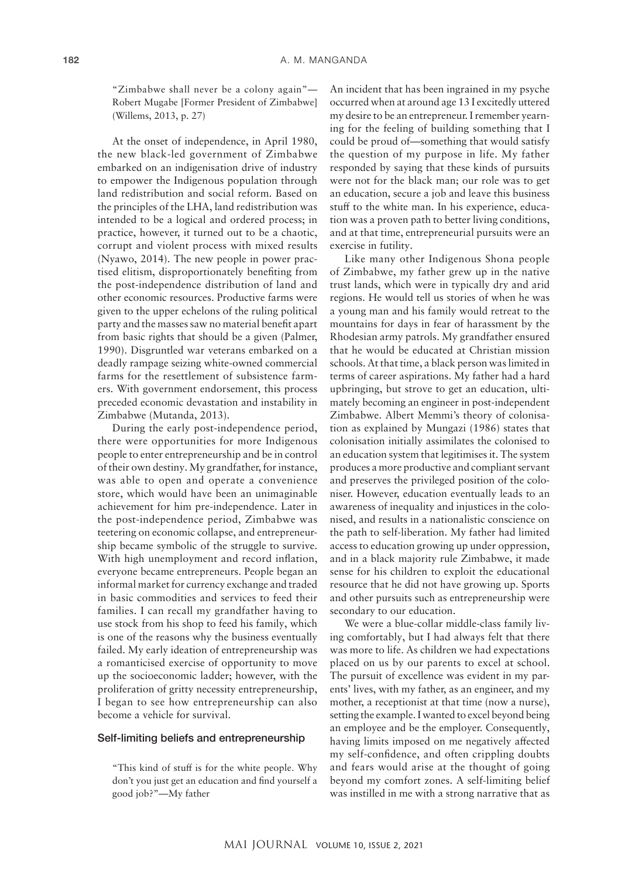"Zimbabwe shall never be a colony again"—Robert Mugabe [Former President of Zimbabwe] (Willems, 2013, p. 27)

At the onset of independence, in April 1980, the new black-led government of Zimbabwe embarked on an indigenisation drive of industry to empower the Indigenous population through land redistribution and social reform. Based on the principles of the LHA, land redistribution was intended to be a logical and ordered process; in practice, however, it turned out to be a chaotic, corrupt and violent process with mixed results (Nyawo, 2014). The new people in power practised elitism, disproportionately benefiting from the post-independence distribution of land and other economic resources. Productive farms were given to the upper echelons of the ruling political party and the masses saw no material benefit apart from basic rights that should be a given (Palmer, 1990). Disgruntled war veterans embarked on a deadly rampage seizing white-owned commercial farms for the resettlement of subsistence farmers. With government endorsement, this process preceded economic devastation and instability in Zimbabwe (Mutanda, 2013).

During the early post-independence period, there were opportunities for more Indigenous people to enter entrepreneurship and be in control of their own destiny. My grandfather, for instance, was able to open and operate a convenience store, which would have been an unimaginable achievement for him pre-independence. Later in the post-independence period, Zimbabwe was teetering on economic collapse, and entrepreneurship became symbolic of the struggle to survive. With high unemployment and record inflation, everyone became entrepreneurs. People began an informal market for currency exchange and traded in basic commodities and services to feed their families. I can recall my grandfather having to use stock from his shop to feed his family, which is one of the reasons why the business eventually failed. My early ideation of entrepreneurship was a romanticised exercise of opportunity to move up the socioeconomic ladder; however, with the proliferation of gritty necessity entrepreneurship, I began to see how entrepreneurship can also become a vehicle for survival.

## Self-limiting beliefs and entrepreneurship

"This kind of stuff is for the white people. Why don't you just get an education and find yourself a good job?"—My father

An incident that has been ingrained in my psyche occurred when at around age 13 I excitedly uttered my desire to be an entrepreneur. I remember yearning for the feeling of building something that I could be proud of—something that would satisfy the question of my purpose in life. My father responded by saying that these kinds of pursuits were not for the black man; our role was to get an education, secure a job and leave this business stuff to the white man. In his experience, education was a proven path to better living conditions, and at that time, entrepreneurial pursuits were an exercise in futility.

Like many other Indigenous Shona people of Zimbabwe, my father grew up in the native trust lands, which were in typically dry and arid regions. He would tell us stories of when he was a young man and his family would retreat to the mountains for days in fear of harassment by the Rhodesian army patrols. My grandfather ensured that he would be educated at Christian mission schools. At that time, a black person was limited in terms of career aspirations. My father had a hard upbringing, but strove to get an education, ultimately becoming an engineer in post-independent Zimbabwe. Albert Memmi's theory of colonisation as explained by Mungazi (1986) states that colonisation initially assimilates the colonised to an education system that legitimises it. The system produces a more productive and compliant servant and preserves the privileged position of the coloniser. However, education eventually leads to an awareness of inequality and injustices in the colonised, and results in a nationalistic conscience on the path to self-liberation. My father had limited access to education growing up under oppression, and in a black majority rule Zimbabwe, it made sense for his children to exploit the educational resource that he did not have growing up. Sports and other pursuits such as entrepreneurship were secondary to our education.

We were a blue-collar middle-class family living comfortably, but I had always felt that there was more to life. As children we had expectations placed on us by our parents to excel at school. The pursuit of excellence was evident in my parents' lives, with my father, as an engineer, and my mother, a receptionist at that time (now a nurse), setting the example. I wanted to excel beyond being an employee and be the employer. Consequently, having limits imposed on me negatively affected my self-confidence, and often crippling doubts and fears would arise at the thought of going beyond my comfort zones. A self-limiting belief was instilled in me with a strong narrative that as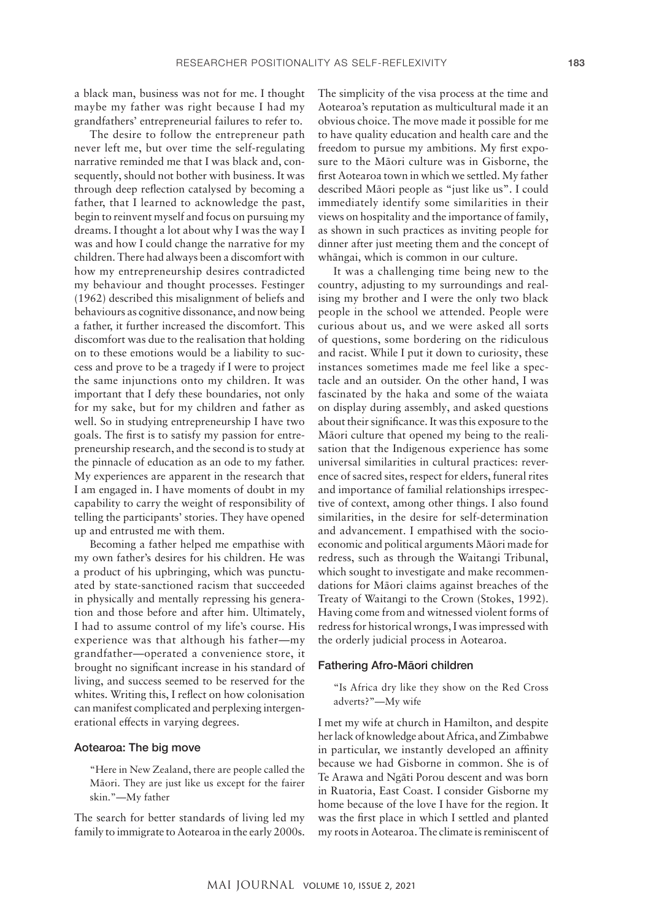a black man, business was not for me. I thought maybe my father was right because I had my grandfathers' entrepreneurial failures to refer to.

The desire to follow the entrepreneur path never left me, but over time the self-regulating narrative reminded me that I was black and, consequently, should not bother with business. It was through deep reflection catalysed by becoming a father, that I learned to acknowledge the past, begin to reinvent myself and focus on pursuing my dreams. I thought a lot about why I was the way I was and how I could change the narrative for my children. There had always been a discomfort with how my entrepreneurship desires contradicted my behaviour and thought processes. Festinger (1962) described this misalignment of beliefs and behaviours as cognitive dissonance, and now being a father, it further increased the discomfort. This discomfort was due to the realisation that holding on to these emotions would be a liability to success and prove to be a tragedy if I were to project the same injunctions onto my children. It was important that I defy these boundaries, not only for my sake, but for my children and father as well. So in studying entrepreneurship I have two goals. The first is to satisfy my passion for entrepreneurship research, and the second is to study at the pinnacle of education as an ode to my father. My experiences are apparent in the research that I am engaged in. I have moments of doubt in my capability to carry the weight of responsibility of telling the participants' stories. They have opened up and entrusted me with them.

Becoming a father helped me empathise with my own father's desires for his children. He was a product of his upbringing, which was punctuated by state-sanctioned racism that succeeded in physically and mentally repressing his generation and those before and after him. Ultimately, I had to assume control of my life's course. His experience was that although his father—my grandfather—operated a convenience store, it brought no significant increase in his standard of living, and success seemed to be reserved for the whites. Writing this, I reflect on how colonisation can manifest complicated and perplexing intergenerational effects in varying degrees.

### Aotearoa: The big move

> "Here in New Zealand, there are people called the Māori. They are just like us except for the fairer skin."—My father

The search for better standards of living led my family to immigrate to Aotearoa in the early 2000s. The simplicity of the visa process at the time and Aotearoa's reputation as multicultural made it an obvious choice. The move made it possible for me to have quality education and health care and the freedom to pursue my ambitions. My first exposure to the Māori culture was in Gisborne, the first Aotearoa town in which we settled. My father described Māori people as "just like us". I could immediately identify some similarities in their views on hospitality and the importance of family, as shown in such practices as inviting people for dinner after just meeting them and the concept of whāngai, which is common in our culture.

It was a challenging time being new to the country, adjusting to my surroundings and realising my brother and I were the only two black people in the school we attended. People were curious about us, and we were asked all sorts of questions, some bordering on the ridiculous and racist. While I put it down to curiosity, these instances sometimes made me feel like a spectacle and an outsider. On the other hand, I was fascinated by the haka and some of the waiata on display during assembly, and asked questions about their significance. It was this exposure to the Māori culture that opened my being to the realisation that the Indigenous experience has some universal similarities in cultural practices: reverence of sacred sites, respect for elders, funeral rites and importance of familial relationships irrespective of context, among other things. I also found similarities, in the desire for self-determination and advancement. I empathised with the socioeconomic and political arguments Māori made for redress, such as through the Waitangi Tribunal, which sought to investigate and make recommendations for Māori claims against breaches of the Treaty of Waitangi to the Crown (Stokes, 1992). Having come from and witnessed violent forms of redress for historical wrongs, I was impressed with the orderly judicial process in Aotearoa.

### Fathering Afro-Māori children

> "Is Africa dry like they show on the Red Cross adverts?"—My wife

I met my wife at church in Hamilton, and despite her lack of knowledge about Africa, and Zimbabwe in particular, we instantly developed an affinity because we had Gisborne in common. She is of Te Arawa and Ngāti Porou descent and was born in Ruatoria, East Coast. I consider Gisborne my home because of the love I have for the region. It was the first place in which I settled and planted my roots in Aotearoa. The climate is reminiscent of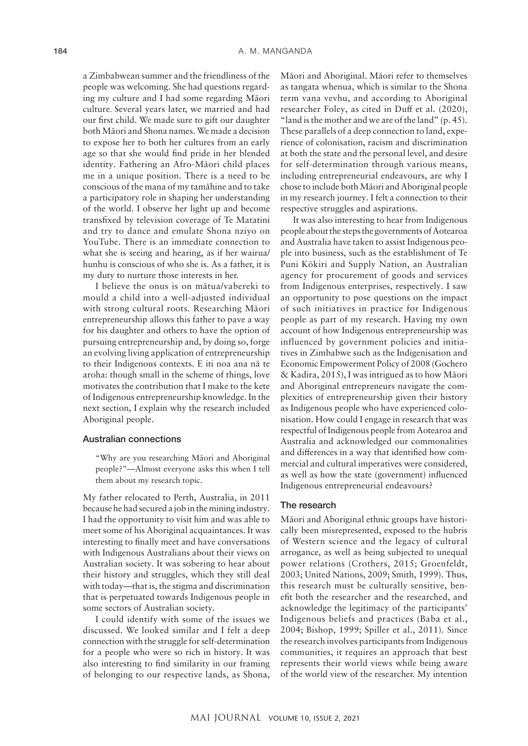a Zimbabwean summer and the friendliness of the people was welcoming. She had questions regarding my culture and I had some regarding Māori culture. Several years later, we married and had our first child. We made sure to gift our daughter both Māori and Shona names. We made a decision to expose her to both her cultures from an early age so that she would find pride in her blended identity. Fathering an Afro-Māori child places me in a unique position. There is a need to be conscious of the mana of my tamāhine and to take a participatory role in shaping her understanding of the world. I observe her light up and become transfixed by television coverage of Te Matatini and try to dance and emulate Shona nziyo on YouTube. There is an immediate connection to what she is seeing and hearing, as if her wairua/hunhu is conscious of who she is. As a father, it is my duty to nurture those interests in her.

I believe the onus is on mātua/vabereki to mould a child into a well-adjusted individual with strong cultural roots. Researching Māori entrepreneurship allows this father to pave a way for his daughter and others to have the option of pursuing entrepreneurship and, by doing so, forge an evolving living application of entrepreneurship to their Indigenous contexts. E iti noa ana nā te aroha: though small in the scheme of things, love motivates the contribution that I make to the kete of Indigenous entrepreneurship knowledge. In the next section, I explain why the research included Aboriginal people.

## Australian connections

> "Why are you researching Māori and Aboriginal people?"—Almost everyone asks this when I tell them about my research topic.

My father relocated to Perth, Australia, in 2011 because he had secured a job in the mining industry. I had the opportunity to visit him and was able to meet some of his Aboriginal acquaintances. It was interesting to finally meet and have conversations with Indigenous Australians about their views on Australian society. It was sobering to hear about their history and struggles, which they still deal with today—that is, the stigma and discrimination that is perpetuated towards Indigenous people in some sectors of Australian society.

I could identify with some of the issues we discussed. We looked similar and I felt a deep connection with the struggle for self-determination for a people who were so rich in history. It was also interesting to find similarity in our framing of belonging to our respective lands, as Shona, Māori and Aboriginal. Māori refer to themselves as tangata whenua, which is similar to the Shona term vana vevhu, and according to Aboriginal researcher Foley, as cited in Duff et al. (2020), "land is the mother and we are of the land" (p. 45). These parallels of a deep connection to land, experience of colonisation, racism and discrimination at both the state and the personal level, and desire for self-determination through various means, including entrepreneurial endeavours, are why I chose to include both Māori and Aboriginal people in my research journey. I felt a connection to their respective struggles and aspirations.

It was also interesting to hear from Indigenous people about the steps the governments of Aotearoa and Australia have taken to assist Indigenous people into business, such as the establishment of Te Puni Kōkiri and Supply Nation, an Australian agency for procurement of goods and services from Indigenous enterprises, respectively. I saw an opportunity to pose questions on the impact of such initiatives in practice for Indigenous people as part of my research. Having my own account of how Indigenous entrepreneurship was influenced by government policies and initiatives in Zimbabwe such as the Indigenisation and Economic Empowerment Policy of 2008 (Gochero & Kadira, 2015), I was intrigued as to how Māori and Aboriginal entrepreneurs navigate the complexities of entrepreneurship given their history as Indigenous people who have experienced colonisation. How could I engage in research that was respectful of Indigenous people from Aotearoa and Australia and acknowledged our commonalities and differences in a way that identified how commercial and cultural imperatives were considered, as well as how the state (government) influenced Indigenous entrepreneurial endeavours?

## The research

Māori and Aboriginal ethnic groups have historically been misrepresented, exposed to the hubris of Western science and the legacy of cultural arrogance, as well as being subjected to unequal power relations (Crothers, 2015; Groenfeldt, 2003; United Nations, 2009; Smith, 1999). Thus, this research must be culturally sensitive, benefit both the researcher and the researched, and acknowledge the legitimacy of the participants' Indigenous beliefs and practices (Baba et al., 2004; Bishop, 1999; Spiller et al., 2011). Since the research involves participants from Indigenous communities, it requires an approach that best represents their world views while being aware of the world view of the researcher. My intention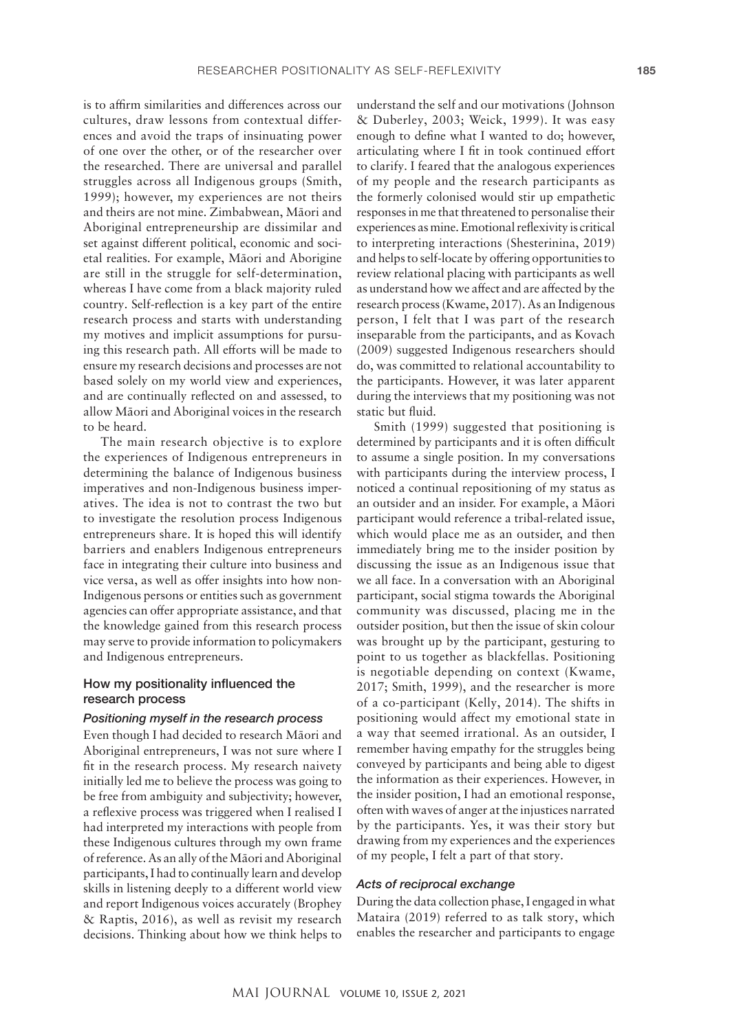is to affirm similarities and differences across our cultures, draw lessons from contextual differences and avoid the traps of insinuating power of one over the other, or of the researcher over the researched. There are universal and parallel struggles across all Indigenous groups (Smith, 1999); however, my experiences are not theirs and theirs are not mine. Zimbabwean, Māori and Aboriginal entrepreneurship are dissimilar and set against different political, economic and societal realities. For example, Māori and Aborigine are still in the struggle for self-determination, whereas I have come from a black majority ruled country. Self-reflection is a key part of the entire research process and starts with understanding my motives and implicit assumptions for pursuing this research path. All efforts will be made to ensure my research decisions and processes are not based solely on my world view and experiences, and are continually reflected on and assessed, to allow Māori and Aboriginal voices in the research to be heard.

The main research objective is to explore the experiences of Indigenous entrepreneurs in determining the balance of Indigenous business imperatives and non-Indigenous business imperatives. The idea is not to contrast the two but to investigate the resolution process Indigenous entrepreneurs share. It is hoped this will identify barriers and enablers Indigenous entrepreneurs face in integrating their culture into business and vice versa, as well as offer insights into how non-Indigenous persons or entities such as government agencies can offer appropriate assistance, and that the knowledge gained from this research process may serve to provide information to policymakers and Indigenous entrepreneurs.

## How my positionality influenced the research process

### *Positioning myself in the research process*

Even though I had decided to research Māori and Aboriginal entrepreneurs, I was not sure where I fit in the research process. My research naivety initially led me to believe the process was going to be free from ambiguity and subjectivity; however, a reflexive process was triggered when I realised I had interpreted my interactions with people from these Indigenous cultures through my own frame of reference. As an ally of the Māori and Aboriginal participants, I had to continually learn and develop skills in listening deeply to a different world view and report Indigenous voices accurately (Brophey & Raptis, 2016), as well as revisit my research decisions. Thinking about how we think helps to understand the self and our motivations (Johnson & Duberley, 2003; Weick, 1999). It was easy enough to define what I wanted to do; however, articulating where I fit in took continued effort to clarify. I feared that the analogous experiences of my people and the research participants as the formerly colonised would stir up empathetic responses in me that threatened to personalise their experiences as mine. Emotional reflexivity is critical to interpreting interactions (Shesterinina, 2019) and helps to self-locate by offering opportunities to review relational placing with participants as well as understand how we affect and are affected by the research process (Kwame, 2017). As an Indigenous person, I felt that I was part of the research inseparable from the participants, and as Kovach (2009) suggested Indigenous researchers should do, was committed to relational accountability to the participants. However, it was later apparent during the interviews that my positioning was not static but fluid.

Smith (1999) suggested that positioning is determined by participants and it is often difficult to assume a single position. In my conversations with participants during the interview process, I noticed a continual repositioning of my status as an outsider and an insider. For example, a Māori participant would reference a tribal-related issue, which would place me as an outsider, and then immediately bring me to the insider position by discussing the issue as an Indigenous issue that we all face. In a conversation with an Aboriginal participant, social stigma towards the Aboriginal community was discussed, placing me in the outsider position, but then the issue of skin colour was brought up by the participant, gesturing to point to us together as blackfellas. Positioning is negotiable depending on context (Kwame, 2017; Smith, 1999), and the researcher is more of a co-participant (Kelly, 2014). The shifts in positioning would affect my emotional state in a way that seemed irrational. As an outsider, I remember having empathy for the struggles being conveyed by participants and being able to digest the information as their experiences. However, in the insider position, I had an emotional response, often with waves of anger at the injustices narrated by the participants. Yes, it was their story but drawing from my experiences and the experiences of my people, I felt a part of that story.

### *Acts of reciprocal exchange*

During the data collection phase, I engaged in what Mataira (2019) referred to as talk story, which enables the researcher and participants to engage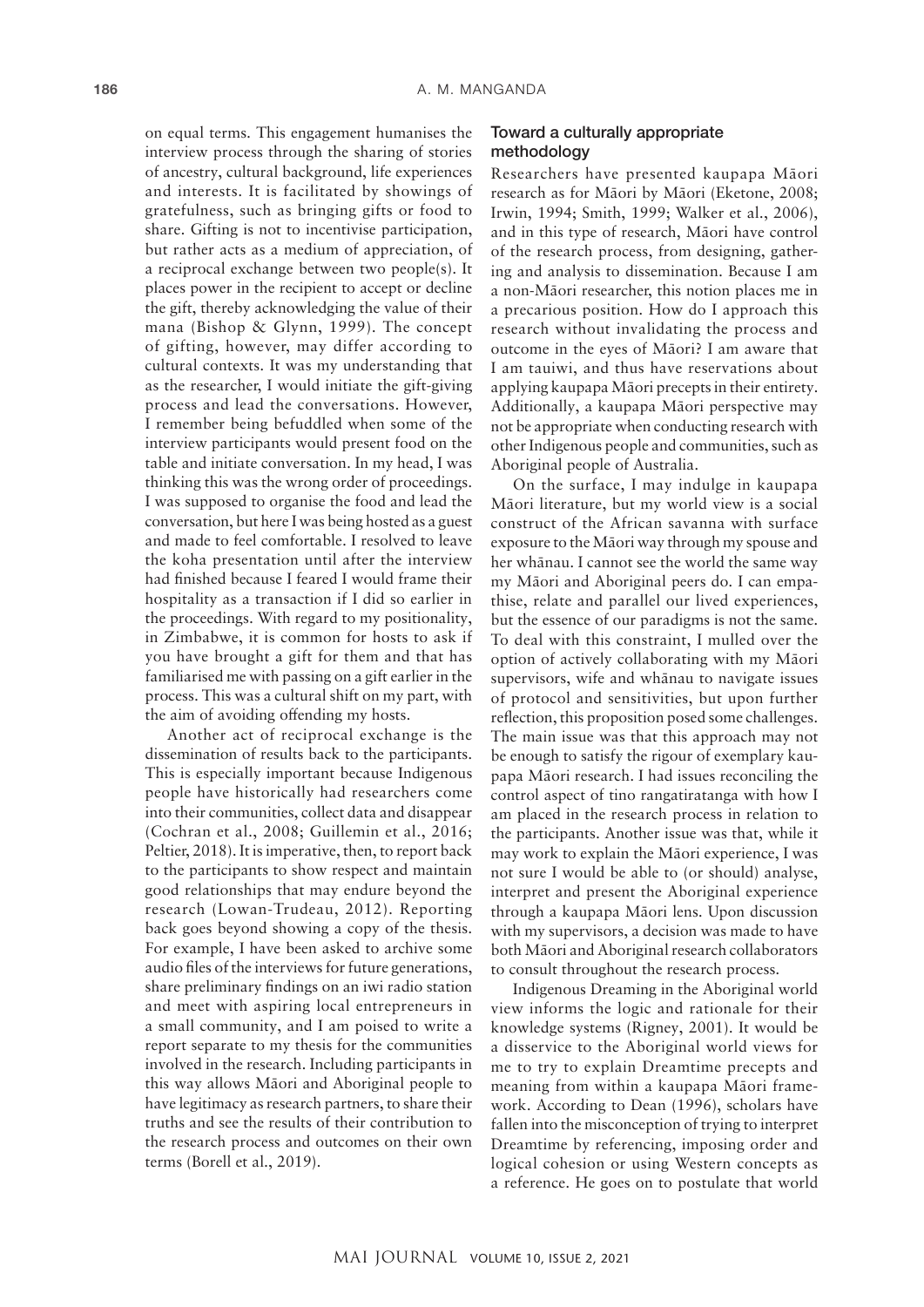on equal terms. This engagement humanises the interview process through the sharing of stories of ancestry, cultural background, life experiences and interests. It is facilitated by showings of gratefulness, such as bringing gifts or food to share. Gifting is not to incentivise participation, but rather acts as a medium of appreciation, of a reciprocal exchange between two people(s). It places power in the recipient to accept or decline the gift, thereby acknowledging the value of their mana (Bishop & Glynn, 1999). The concept of gifting, however, may differ according to cultural contexts. It was my understanding that as the researcher, I would initiate the gift-giving process and lead the conversations. However, I remember being befuddled when some of the interview participants would present food on the table and initiate conversation. In my head, I was thinking this was the wrong order of proceedings. I was supposed to organise the food and lead the conversation, but here I was being hosted as a guest and made to feel comfortable. I resolved to leave the koha presentation until after the interview had finished because I feared I would frame their hospitality as a transaction if I did so earlier in the proceedings. With regard to my positionality, in Zimbabwe, it is common for hosts to ask if you have brought a gift for them and that has familiarised me with passing on a gift earlier in the process. This was a cultural shift on my part, with the aim of avoiding offending my hosts.

Another act of reciprocal exchange is the dissemination of results back to the participants. This is especially important because Indigenous people have historically had researchers come into their communities, collect data and disappear (Cochran et al., 2008; Guillemin et al., 2016; Peltier, 2018). It is imperative, then, to report back to the participants to show respect and maintain good relationships that may endure beyond the research (Lowan-Trudeau, 2012). Reporting back goes beyond showing a copy of the thesis. For example, I have been asked to archive some audio files of the interviews for future generations, share preliminary findings on an iwi radio station and meet with aspiring local entrepreneurs in a small community, and I am poised to write a report separate to my thesis for the communities involved in the research. Including participants in this way allows Māori and Aboriginal people to have legitimacy as research partners, to share their truths and see the results of their contribution to the research process and outcomes on their own terms (Borell et al., 2019).

## Toward a culturally appropriate methodology

Researchers have presented kaupapa Māori research as for Māori by Māori (Eketone, 2008; Irwin, 1994; Smith, 1999; Walker et al., 2006), and in this type of research, Māori have control of the research process, from designing, gathering and analysis to dissemination. Because I am a non-Māori researcher, this notion places me in a precarious position. How do I approach this research without invalidating the process and outcome in the eyes of Māori? I am aware that I am tauiwi, and thus have reservations about applying kaupapa Māori precepts in their entirety. Additionally, a kaupapa Māori perspective may not be appropriate when conducting research with other Indigenous people and communities, such as Aboriginal people of Australia.

On the surface, I may indulge in kaupapa Māori literature, but my world view is a social construct of the African savanna with surface exposure to the Māori way through my spouse and her whānau. I cannot see the world the same way my Māori and Aboriginal peers do. I can empathise, relate and parallel our lived experiences, but the essence of our paradigms is not the same. To deal with this constraint, I mulled over the option of actively collaborating with my Māori supervisors, wife and whānau to navigate issues of protocol and sensitivities, but upon further reflection, this proposition posed some challenges. The main issue was that this approach may not be enough to satisfy the rigour of exemplary kaupapa Māori research. I had issues reconciling the control aspect of tino rangatiratanga with how I am placed in the research process in relation to the participants. Another issue was that, while it may work to explain the Māori experience, I was not sure I would be able to (or should) analyse, interpret and present the Aboriginal experience through a kaupapa Māori lens. Upon discussion with my supervisors, a decision was made to have both Māori and Aboriginal research collaborators to consult throughout the research process.

Indigenous Dreaming in the Aboriginal world view informs the logic and rationale for their knowledge systems (Rigney, 2001). It would be a disservice to the Aboriginal world views for me to try to explain Dreamtime precepts and meaning from within a kaupapa Māori framework. According to Dean (1996), scholars have fallen into the misconception of trying to interpret Dreamtime by referencing, imposing order and logical cohesion or using Western concepts as a reference. He goes on to postulate that world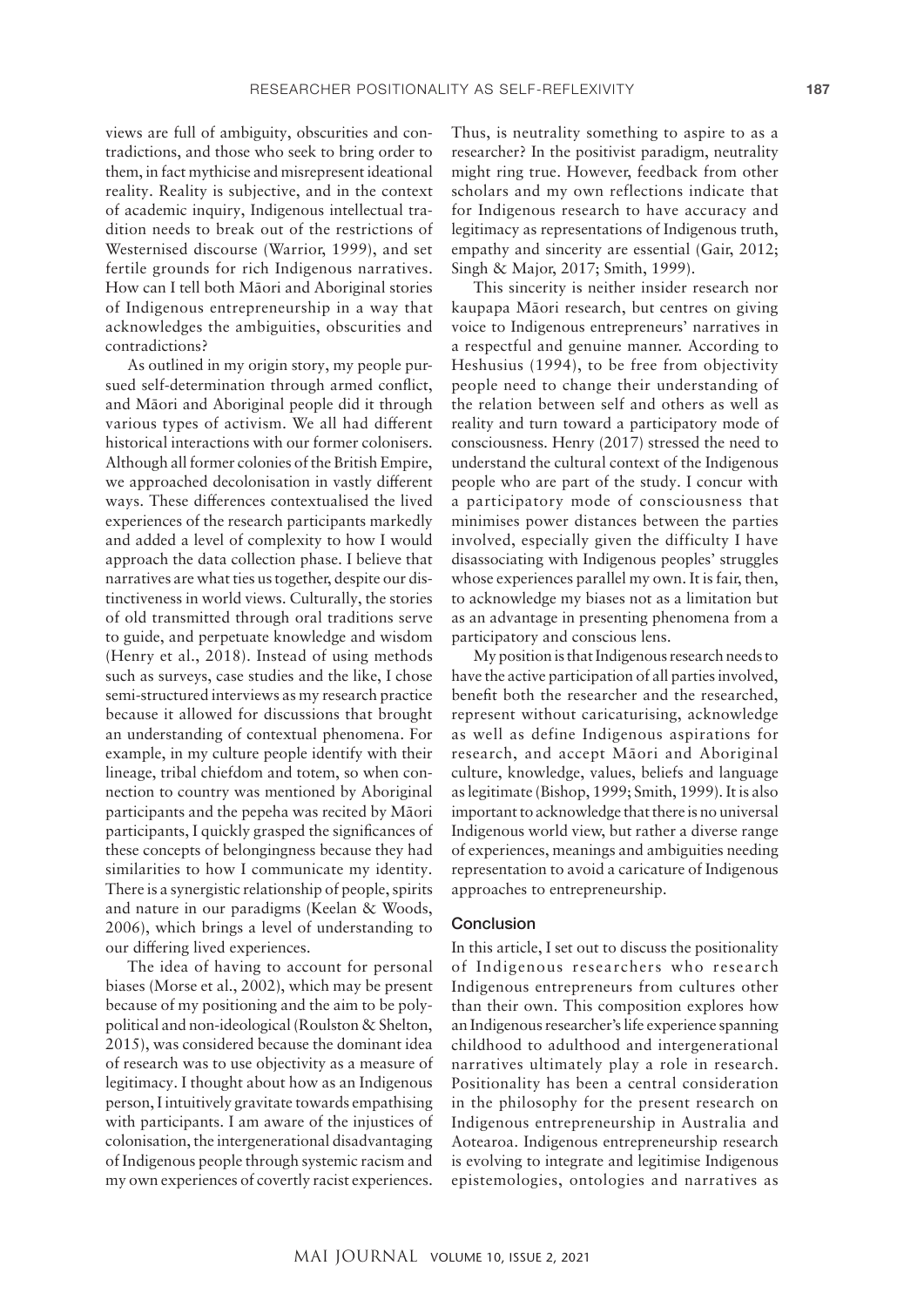views are full of ambiguity, obscurities and contradictions, and those who seek to bring order to them, in fact mythicise and misrepresent ideational reality. Reality is subjective, and in the context of academic inquiry, Indigenous intellectual tradition needs to break out of the restrictions of Westernised discourse (Warrior, 1999), and set fertile grounds for rich Indigenous narratives. How can I tell both Māori and Aboriginal stories of Indigenous entrepreneurship in a way that acknowledges the ambiguities, obscurities and contradictions?

As outlined in my origin story, my people pursued self-determination through armed conflict, and Māori and Aboriginal people did it through various types of activism. We all had different historical interactions with our former colonisers. Although all former colonies of the British Empire, we approached decolonisation in vastly different ways. These differences contextualised the lived experiences of the research participants markedly and added a level of complexity to how I would approach the data collection phase. I believe that narratives are what ties us together, despite our distinctiveness in world views. Culturally, the stories of old transmitted through oral traditions serve to guide, and perpetuate knowledge and wisdom (Henry et al., 2018). Instead of using methods such as surveys, case studies and the like, I chose semi-structured interviews as my research practice because it allowed for discussions that brought an understanding of contextual phenomena. For example, in my culture people identify with their lineage, tribal chiefdom and totem, so when connection to country was mentioned by Aboriginal participants and the pepeha was recited by Māori participants, I quickly grasped the significances of these concepts of belongingness because they had similarities to how I communicate my identity. There is a synergistic relationship of people, spirits and nature in our paradigms (Keelan & Woods, 2006), which brings a level of understanding to our differing lived experiences.

The idea of having to account for personal biases (Morse et al., 2002), which may be present because of my positioning and the aim to be polypolitical and non-ideological (Roulston & Shelton, 2015), was considered because the dominant idea of research was to use objectivity as a measure of legitimacy. I thought about how as an Indigenous person, I intuitively gravitate towards empathising with participants. I am aware of the injustices of colonisation, the intergenerational disadvantaging of Indigenous people through systemic racism and my own experiences of covertly racist experiences. Thus, is neutrality something to aspire to as a researcher? In the positivist paradigm, neutrality might ring true. However, feedback from other scholars and my own reflections indicate that for Indigenous research to have accuracy and legitimacy as representations of Indigenous truth, empathy and sincerity are essential (Gair, 2012; Singh & Major, 2017; Smith, 1999).

This sincerity is neither insider research nor kaupapa Māori research, but centres on giving voice to Indigenous entrepreneurs' narratives in a respectful and genuine manner. According to Heshusius (1994), to be free from objectivity people need to change their understanding of the relation between self and others as well as reality and turn toward a participatory mode of consciousness. Henry (2017) stressed the need to understand the cultural context of the Indigenous people who are part of the study. I concur with a participatory mode of consciousness that minimises power distances between the parties involved, especially given the difficulty I have disassociating with Indigenous peoples' struggles whose experiences parallel my own. It is fair, then, to acknowledge my biases not as a limitation but as an advantage in presenting phenomena from a participatory and conscious lens.

My position is that Indigenous research needs to have the active participation of all parties involved, benefit both the researcher and the researched, represent without caricaturising, acknowledge as well as define Indigenous aspirations for research, and accept Māori and Aboriginal culture, knowledge, values, beliefs and language as legitimate (Bishop, 1999; Smith, 1999). It is also important to acknowledge that there is no universal Indigenous world view, but rather a diverse range of experiences, meanings and ambiguities needing representation to avoid a caricature of Indigenous approaches to entrepreneurship.

## Conclusion

In this article, I set out to discuss the positionality of Indigenous researchers who research Indigenous entrepreneurs from cultures other than their own. This composition explores how an Indigenous researcher's life experience spanning childhood to adulthood and intergenerational narratives ultimately play a role in research. Positionality has been a central consideration in the philosophy for the present research on Indigenous entrepreneurship in Australia and Aotearoa. Indigenous entrepreneurship research is evolving to integrate and legitimise Indigenous epistemologies, ontologies and narratives as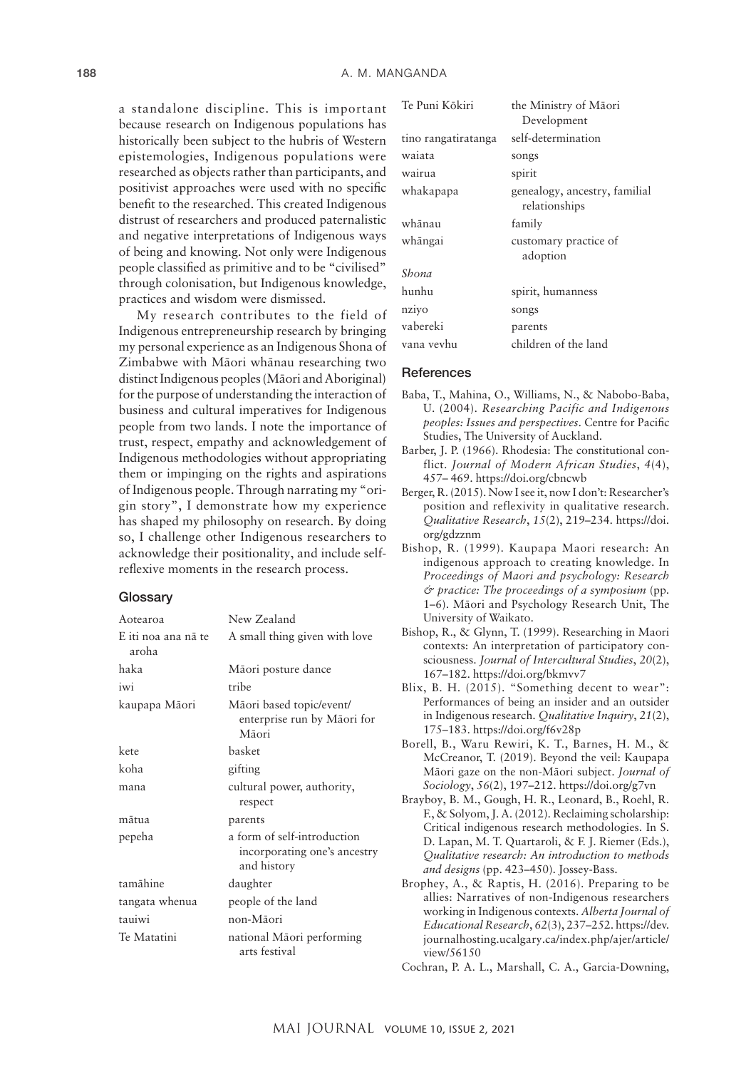a standalone discipline. This is important because research on Indigenous populations has historically been subject to the hubris of Western epistemologies, Indigenous populations were researched as objects rather than participants, and positivist approaches were used with no specific benefit to the researched. This created Indigenous distrust of researchers and produced paternalistic and negative interpretations of Indigenous ways of being and knowing. Not only were Indigenous people classified as primitive and to be "civilised" through colonisation, but Indigenous knowledge, practices and wisdom were dismissed.

My research contributes to the field of Indigenous entrepreneurship research by bringing my personal experience as an Indigenous Shona of Zimbabwe with Māori whānau researching two distinct Indigenous peoples (Māori and Aboriginal) for the purpose of understanding the interaction of business and cultural imperatives for Indigenous people from two lands. I note the importance of trust, respect, empathy and acknowledgement of Indigenous methodologies without appropriating them or impinging on the rights and aspirations of Indigenous people. Through narrating my "origin story", I demonstrate how my experience has shaped my philosophy on research. By doing so, I challenge other Indigenous researchers to acknowledge their positionality, and include self-reflexive moments in the research process.

## Glossary

| | |
|---|---|
| Aotearoa | New Zealand |
| E iti noa ana nā te aroha | A small thing given with love |
| haka | Māori posture dance |
| iwi | tribe |
| kaupapa Māori | Māori based topic/event/enterprise run by Māori for Māori |
| kete | basket |
| koha | gifting |
| mana | cultural power, authority, respect |
| mātua | parents |
| pepeha | a form of self-introduction incorporating one's ancestry and history |
| tamāhine | daughter |
| tangata whenua | people of the land |
| tauiwi | non-Māori |
| Te Matatini | national Māori performing arts festival |
| Te Puni Kōkiri | the Ministry of Māori Development |
| tino rangatiratanga | self-determination |
| waiata | songs |
| wairua | spirit |
| whakapapa | genealogy, ancestry, familial relationships |
| whānau | family |
| whāngai | customary practice of adoption |
| *Shona* | |
| hunhu | spirit, humanness |
| nziyo | songs |
| vabereki | parents |
| vana vevhu | children of the land |

## References

Baba, T., Mahina, O., Williams, N., & Nabobo-Baba, U. (2004). *Researching Pacific and Indigenous peoples: Issues and perspectives*. Centre for Pacific Studies, The University of Auckland.

Barber, J. P. (1966). Rhodesia: The constitutional conflict. *Journal of Modern African Studies*, *4*(4), 457– 469. https://doi.org/cbncwb

Berger, R. (2015). Now I see it, now I don't: Researcher's position and reflexivity in qualitative research. *Qualitative Research*, *15*(2), 219–234. https://doi.org/gdzznm

Bishop, R. (1999). Kaupapa Maori research: An indigenous approach to creating knowledge. In *Proceedings of Maori and psychology: Research & practice: The proceedings of a symposium* (pp. 1–6). Māori and Psychology Research Unit, The University of Waikato.

Bishop, R., & Glynn, T. (1999). Researching in Maori contexts: An interpretation of participatory consciousness. *Journal of Intercultural Studies*, *20*(2), 167–182. https://doi.org/bkmvv7

Blix, B. H. (2015). "Something decent to wear": Performances of being an insider and an outsider in Indigenous research. *Qualitative Inquiry*, *21*(2), 175–183. https://doi.org/f6v28p

Borell, B., Waru Rewiri, K. T., Barnes, H. M., & McCreanor, T. (2019). Beyond the veil: Kaupapa Māori gaze on the non-Māori subject. *Journal of Sociology*, *56*(2), 197–212. https://doi.org/g7vn

Brayboy, B. M., Gough, H. R., Leonard, B., Roehl, R. F., & Solyom, J. A. (2012). Reclaiming scholarship: Critical indigenous research methodologies. In S. D. Lapan, M. T. Quartaroli, & F. J. Riemer (Eds.), *Qualitative research: An introduction to methods and designs* (pp. 423–450). Jossey-Bass.

Brophey, A., & Raptis, H. (2016). Preparing to be allies: Narratives of non-Indigenous researchers working in Indigenous contexts. *Alberta Journal of Educational Research*, *62*(3), 237–252. https://dev.journalhosting.ucalgary.ca/index.php/ajer/article/view/56150

Cochran, P. A. L., Marshall, C. A., Garcia-Downing,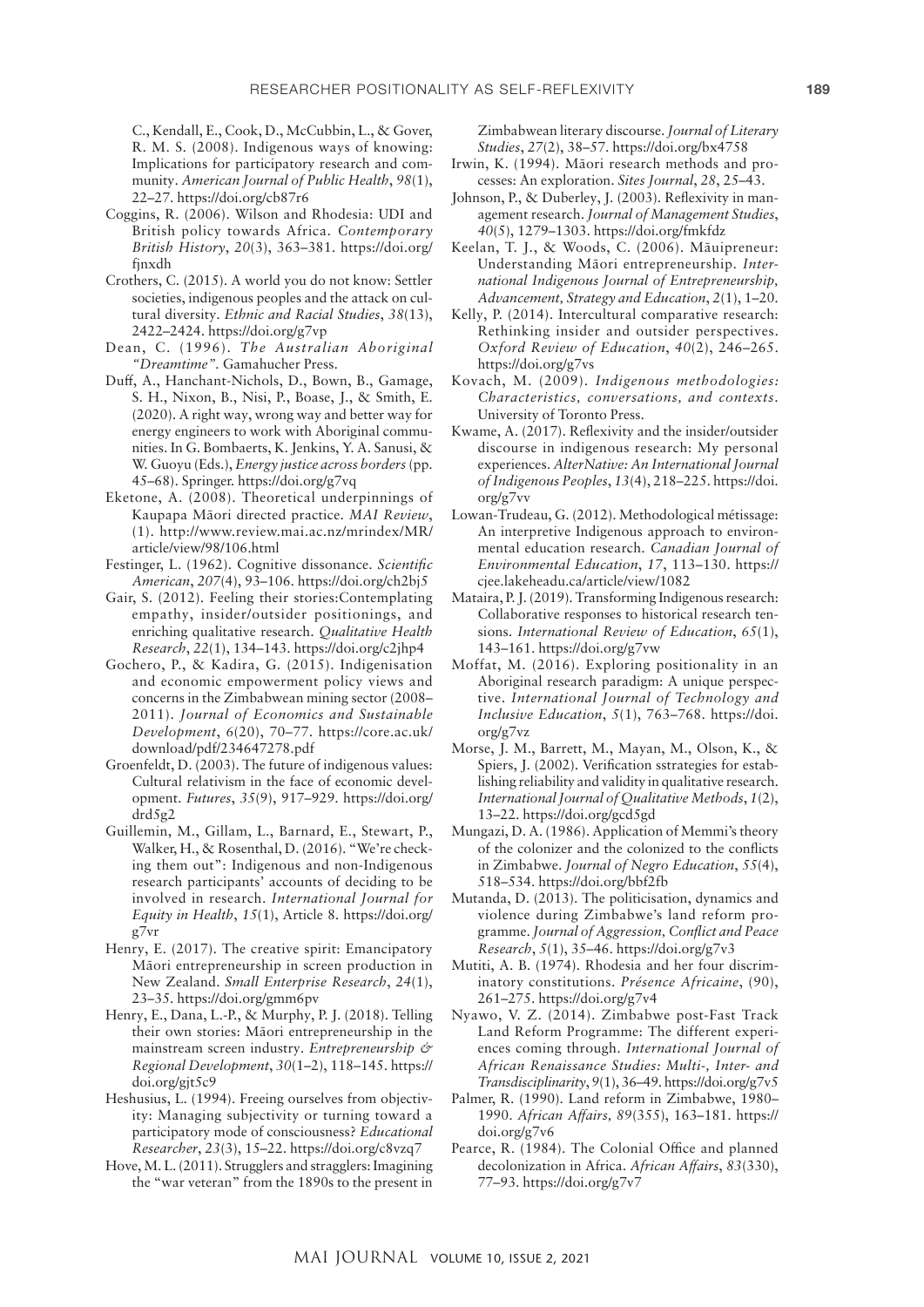C., Kendall, E., Cook, D., McCubbin, L., & Gover, R. M. S. (2008). Indigenous ways of knowing: Implications for participatory research and community. *American Journal of Public Health*, *98*(1), 22–27. https://doi.org/cb87r6

Coggins, R. (2006). Wilson and Rhodesia: UDI and British policy towards Africa. *Contemporary British History*, *20*(3), 363–381. https://doi.org/fjnxdh

Crothers, C. (2015). A world you do not know: Settler societies, indigenous peoples and the attack on cultural diversity. *Ethnic and Racial Studies*, *38*(13), 2422–2424. https://doi.org/g7vp

Dean, C. (1996). *The Australian Aboriginal "Dreamtime"*. Gamahucher Press.

Duff, A., Hanchant-Nichols, D., Bown, B., Gamage, S. H., Nixon, B., Nisi, P., Boase, J., & Smith, E. (2020). A right way, wrong way and better way for energy engineers to work with Aboriginal communities. In G. Bombaerts, K. Jenkins, Y. A. Sanusi, & W. Guoyu (Eds.), *Energy justice across borders* (pp. 45–68). Springer. https://doi.org/g7vq

Eketone, A. (2008). Theoretical underpinnings of Kaupapa Māori directed practice. *MAI Review*, (1). http://www.review.mai.ac.nz/mrindex/MR/article/view/98/106.html

Festinger, L. (1962). Cognitive dissonance. *Scientific American*, *207*(4), 93–106. https://doi.org/ch2bj5

Gair, S. (2012). Feeling their stories:Contemplating empathy, insider/outsider positionings, and enriching qualitative research. *Qualitative Health Research*, *22*(1), 134–143. https://doi.org/c2jhp4

Gochero, P., & Kadira, G. (2015). Indigenisation and economic empowerment policy views and concerns in the Zimbabwean mining sector (2008–2011). *Journal of Economics and Sustainable Development*, *6*(20), 70–77. https://core.ac.uk/download/pdf/234647278.pdf

Groenfeldt, D. (2003). The future of indigenous values: Cultural relativism in the face of economic development. *Futures*, *35*(9), 917–929. https://doi.org/drd5g2

Guillemin, M., Gillam, L., Barnard, E., Stewart, P., Walker, H., & Rosenthal, D. (2016). "We're checking them out": Indigenous and non-Indigenous research participants' accounts of deciding to be involved in research. *International Journal for Equity in Health*, *15*(1), Article 8. https://doi.org/g7vr

Henry, E. (2017). The creative spirit: Emancipatory Māori entrepreneurship in screen production in New Zealand. *Small Enterprise Research*, *24*(1), 23–35. https://doi.org/gmm6pv

Henry, E., Dana, L.-P., & Murphy, P. J. (2018). Telling their own stories: Māori entrepreneurship in the mainstream screen industry. *Entrepreneurship & Regional Development*, *30*(1–2), 118–145. https://doi.org/gjt5c9

Heshusius, L. (1994). Freeing ourselves from objectivity: Managing subjectivity or turning toward a participatory mode of consciousness? *Educational Researcher*, *23*(3), 15–22. https://doi.org/c8vzq7

Hove, M. L. (2011). Strugglers and stragglers: Imagining the "war veteran" from the 1890s to the present in Zimbabwean literary discourse. *Journal of Literary Studies*, *27*(2), 38–57. https://doi.org/bx4758

Irwin, K. (1994). Māori research methods and processes: An exploration. *Sites Journal*, *28*, 25–43.

Johnson, P., & Duberley, J. (2003). Reflexivity in management research. *Journal of Management Studies*, *40*(5), 1279–1303. https://doi.org/fmkfdz

Keelan, T. J., & Woods, C. (2006). Māuipreneur: Understanding Māori entrepreneurship. *International Indigenous Journal of Entrepreneurship, Advancement, Strategy and Education*, *2*(1), 1–20.

Kelly, P. (2014). Intercultural comparative research: Rethinking insider and outsider perspectives. *Oxford Review of Education*, *40*(2), 246–265. https://doi.org/g7vs

Kovach, M. (2009). *Indigenous methodologies: Characteristics, conversations, and contexts*. University of Toronto Press.

Kwame, A. (2017). Reflexivity and the insider/outsider discourse in indigenous research: My personal experiences. *AlterNative: An International Journal of Indigenous Peoples*, *13*(4), 218–225. https://doi.org/g7vv

Lowan-Trudeau, G. (2012). Methodological métissage: An interpretive Indigenous approach to environmental education research. *Canadian Journal of Environmental Education*, *17*, 113–130. https://cjee.lakeheadu.ca/article/view/1082

Mataira, P. J. (2019). Transforming Indigenous research: Collaborative responses to historical research tensions. *International Review of Education*, *65*(1), 143–161. https://doi.org/g7vw

Moffat, M. (2016). Exploring positionality in an Aboriginal research paradigm: A unique perspective. *International Journal of Technology and Inclusive Education*, *5*(1), 763–768. https://doi.org/g7vz

Morse, J. M., Barrett, M., Mayan, M., Olson, K., & Spiers, J. (2002). Verification sstrategies for establishing reliability and validity in qualitative research. *International Journal of Qualitative Methods*, *1*(2), 13–22. https://doi.org/gcd5gd

Mungazi, D. A. (1986). Application of Memmi's theory of the colonizer and the colonized to the conflicts in Zimbabwe. *Journal of Negro Education*, *55*(4), 518–534. https://doi.org/bbf2fb

Mutanda, D. (2013). The politicisation, dynamics and violence during Zimbabwe's land reform programme. *Journal of Aggression, Conflict and Peace Research*, *5*(1), 35–46. https://doi.org/g7v3

Mutiti, A. B. (1974). Rhodesia and her four discriminatory constitutions. *Présence Africaine*, (90), 261–275. https://doi.org/g7v4

Nyawo, V. Z. (2014). Zimbabwe post-Fast Track Land Reform Programme: The different experiences coming through. *International Journal of African Renaissance Studies: Multi-, Inter- and Transdisciplinarity*, *9*(1), 36–49. https://doi.org/g7v5

Palmer, R. (1990). Land reform in Zimbabwe, 1980–1990. *African Affairs, 89*(355), 163–181. https://doi.org/g7v6

Pearce, R. (1984). The Colonial Office and planned decolonization in Africa. *African Affairs*, *83*(330), 77–93. https://doi.org/g7v7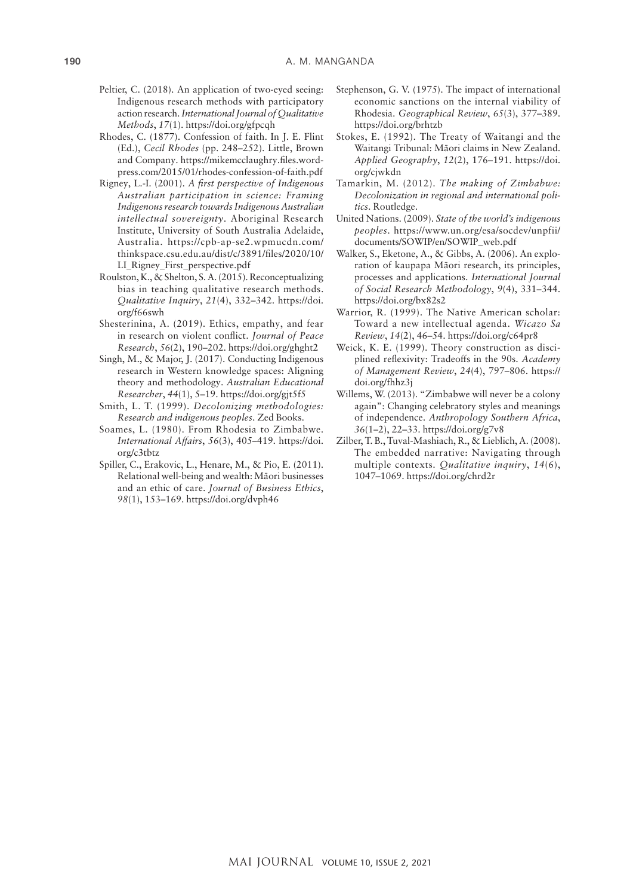Peltier, C. (2018). An application of two-eyed seeing: Indigenous research methods with participatory action research. *International Journal of Qualitative Methods*, *17*(1). https://doi.org/gfpcqh

Rhodes, C. (1877). Confession of faith. In J. E. Flint (Ed.), *Cecil Rhodes* (pp. 248–252). Little, Brown and Company. https://mikemccla ughry.files.wordpress.com/2015/01/rhodes-confession-of-faith.pdf

Rigney, L.-I. (2001). *A first perspective of Indigenous Australian participation in science: Framing Indigenous research towards Indigenous Australian intellectual sovereignty*. Aboriginal Research Institute, University of South Australia Adelaide, Australia. https://cpb-ap-se2.wpmucdn.com/thinkspace.csu.edu.au/dist/c/3891/files/2020/10/LI_Rigney_First_perspective.pdf

Roulston, K., & Shelton, S. A. (2015). Reconceptualizing bias in teaching qualitative research methods. *Qualitative Inquiry*, *21*(4), 332–342. https://doi.org/f66swh

Shesterinina, A. (2019). Ethics, empathy, and fear in research on violent conflict. *Journal of Peace Research*, *56*(2), 190–202. https://doi.org/ghght2

Singh, M., & Major, J. (2017). Conducting Indigenous research in Western knowledge spaces: Aligning theory and methodology. *Australian Educational Researcher*, *44*(1), 5–19. https://doi.org/gjt5f5

Smith, L. T. (1999). *Decolonizing methodologies: Research and indigenous peoples*. Zed Books.

Soames, L. (1980). From Rhodesia to Zimbabwe. *International Affairs*, *56*(3), 405–419. https://doi.org/c3tbtz

Spiller, C., Erakovic, L., Henare, M., & Pio, E. (2011). Relational well-being and wealth: Māori businesses and an ethic of care. *Journal of Business Ethics*, *98*(1), 153–169. https://doi.org/dvph46

Stephenson, G. V. (1975). The impact of international economic sanctions on the internal viability of Rhodesia. *Geographical Review*, *65*(3), 377–389. https://doi.org/brhtzb

Stokes, E. (1992). The Treaty of Waitangi and the Waitangi Tribunal: Māori claims in New Zealand. *Applied Geography*, *12*(2), 176–191. https://doi.org/cjwkdn

Tamarkin, M. (2012). *The making of Zimbabwe: Decolonization in regional and international politics*. Routledge.

United Nations. (2009). *State of the world's indigenous peoples*. https://www.un.org/esa/socdev/unpfii/documents/SOWIP/en/SOWIP_web.pdf

Walker, S., Eketone, A., & Gibbs, A. (2006). An exploration of kaupapa Māori research, its principles, processes and applications. *International Journal of Social Research Methodology*, *9*(4), 331–344. https://doi.org/bx82s2

Warrior, R. (1999). The Native American scholar: Toward a new intellectual agenda. *Wicazo Sa Review*, *14*(2), 46–54. https://doi.org/c64pr8

Weick, K. E. (1999). Theory construction as disciplined reflexivity: Tradeoffs in the 90s. *Academy of Management Review*, *24*(4), 797–806. https://doi.org/fhhz3j

Willems, W. (2013). "Zimbabwe will never be a colony again": Changing celebratory styles and meanings of independence. *Anthropology Southern Africa*, *36*(1–2), 22–33. https://doi.org/g7v8

Zilber, T. B., Tuval-Mashiach, R., & Lieblich, A. (2008). The embedded narrative: Navigating through multiple contexts. *Qualitative inquiry*, *14*(6), 1047–1069. https://doi.org/chrd2r